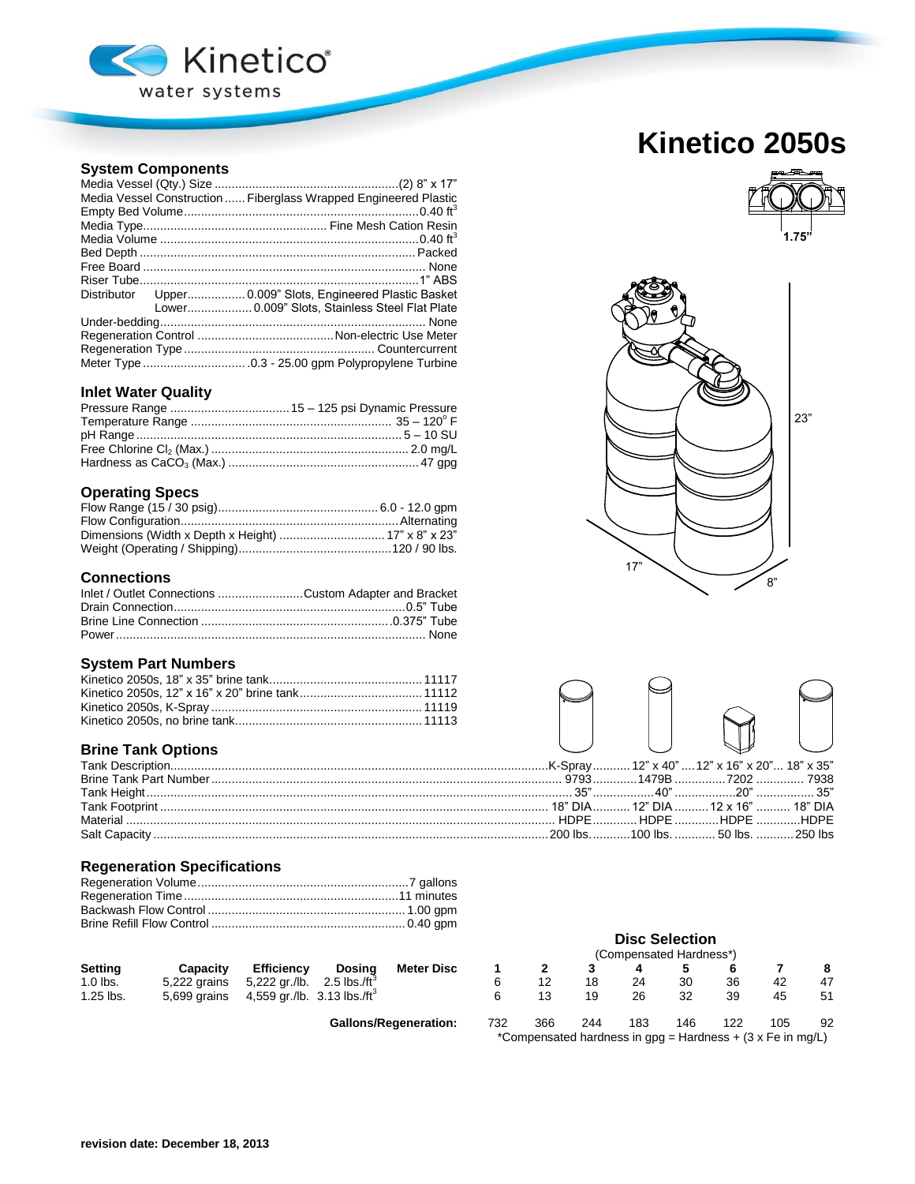Kinetico® water systems

# Kinetico 2050s

## System Components

| | |
|---|---|
| Media Vessel (Qty.) Size | (2) 8" x 17" |
| Media Vessel Construction | Fiberglass Wrapped Engineered Plastic |
| Empty Bed Volume | 0.40 $ft^3$ |
| Media Type | Fine Mesh Cation Resin |
| Media Volume | 0.40 $ft^3$ |
| Bed Depth | Packed |
| Free Board | None |
| Riser Tube | 1" ABS |
| Distributor Upper | 0.009" Slots, Engineered Plastic Basket |
| Distributor Lower | 0.009" Slots, Stainless Steel Flat Plate |
| Under-bedding | None |
| Regeneration Control | Non-electric Use Meter |
| Regeneration Type | Countercurrent |
| Meter Type | .0.3 - 25.00 gpm Polypropylene Turbine |

## Inlet Water Quality

| | |
|---|---|
| Pressure Range | 15 – 125 psi Dynamic Pressure |
| Temperature Range | 35 – 120° F |
| pH Range | 5 – 10 SU |
| Free Chlorine $Cl_2$ (Max.) | 2.0 mg/L |
| Hardness as $CaCO_3$ (Max.) | 47 gpg |

## Operating Specs

| | |
|---|---|
| Flow Range (15 / 30 psig) | 6.0 - 12.0 gpm |
| Flow Configuration | Alternating |
| Dimensions (Width x Depth x Height) | 17" x 8" x 23" |
| Weight (Operating / Shipping) | 120 / 90 lbs. |

## Connections

| | |
|---|---|
| Inlet / Outlet Connections | Custom Adapter and Bracket |
| Drain Connection | 0.5" Tube |
| Brine Line Connection | 0.375" Tube |
| Power | None |

## System Part Numbers

| | |
|---|---|
| Kinetico 2050s, 18" x 35" brine tank | 11117 |
| Kinetico 2050s, 12" x 16" x 20" brine tank | 11112 |
| Kinetico 2050s, K-Spray | 11119 |
| Kinetico 2050s, no brine tank | 11113 |

1.75"

23"

17"

8"

## Brine Tank Options

| Tank Description | K-Spray | 12" x 40" | 12" x 16" x 20" | 18" x 35" |
|---|---|---|---|---|
| Brine Tank Part Number | 9793 | 1479B | 7202 | 7938 |
| Tank Height | 35" | 40" | 20" | 35" |
| Tank Footprint | 18" DIA | 12" DIA | 12 x 16" | 18" DIA |
| Material | HDPE | HDPE | HDPE | HDPE |
| Salt Capacity | 200 lbs. | 100 lbs. | 50 lbs. | 250 lbs |

## Regeneration Specifications

| | |
|---|---|
| Regeneration Volume | 7 gallons |
| Regeneration Time | 11 minutes |
| Backwash Flow Control | 1.00 gpm |
| Brine Refill Flow Control | 0.40 gpm |

### Disc Selection

(Compensated Hardness*)

| Setting | Capacity | Efficiency | Dosing | Meter Disc | 1 | 2 | 3 | 4 | 5 | 6 | 7 | 8 |
|---|---|---|---|---|---|---|---|---|---|---|---|---|
| 1.0 lbs. | 5,222 grains | 5,222 gr./lb. | 2.5 lbs./$ft^3$ | | 6 | 12 | 18 | 24 | 30 | 36 | 42 | 47 |
| 1.25 lbs. | 5,699 grains | 4,559 gr./lb. | 3.13 lbs./$ft^3$ | | 6 | 13 | 19 | 26 | 32 | 39 | 45 | 51 |
| | | | | **Gallons/Regeneration:** | 732 | 366 | 244 | 183 | 146 | 122 | 105 | 92 |

*Compensated hardness in gpg = Hardness + (3 x Fe in mg/L)

**revision date: December 18, 2013**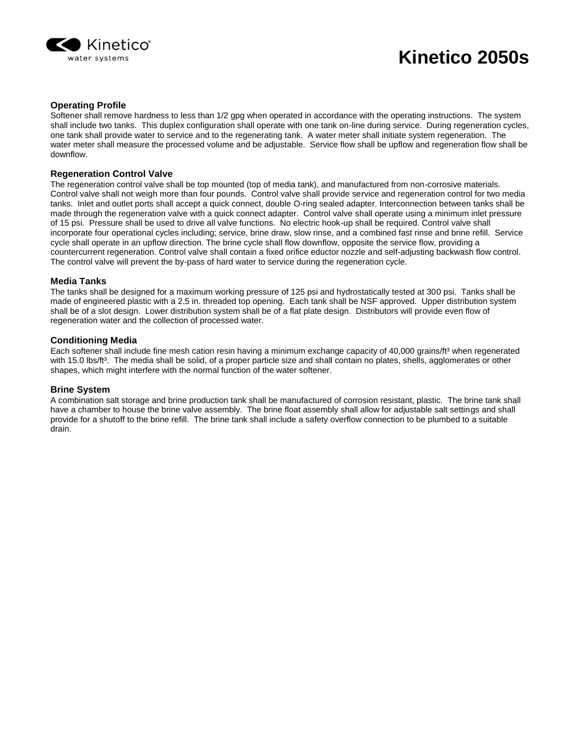# Kinetico 2050s

### Operating Profile

Softener shall remove hardness to less than 1/2 gpg when operated in accordance with the operating instructions. The system shall include two tanks. This duplex configuration shall operate with one tank on-line during service. During regeneration cycles, one tank shall provide water to service and to the regenerating tank. A water meter shall initiate system regeneration. The water meter shall measure the processed volume and be adjustable. Service flow shall be upflow and regeneration flow shall be downflow.

### Regeneration Control Valve

The regeneration control valve shall be top mounted (top of media tank), and manufactured from non-corrosive materials. Control valve shall not weigh more than four pounds. Control valve shall provide service and regeneration control for two media tanks. Inlet and outlet ports shall accept a quick connect, double O-ring sealed adapter. Interconnection between tanks shall be made through the regeneration valve with a quick connect adapter. Control valve shall operate using a minimum inlet pressure of 15 psi. Pressure shall be used to drive all valve functions. No electric hook-up shall be required. Control valve shall incorporate four operational cycles including; service, brine draw, slow rinse, and a combined fast rinse and brine refill. Service cycle shall operate in an upflow direction. The brine cycle shall flow downflow, opposite the service flow, providing a countercurrent regeneration. Control valve shall contain a fixed orifice eductor nozzle and self-adjusting backwash flow control. The control valve will prevent the by-pass of hard water to service during the regeneration cycle.

### Media Tanks

The tanks shall be designed for a maximum working pressure of 125 psi and hydrostatically tested at 300 psi. Tanks shall be made of engineered plastic with a 2.5 in. threaded top opening. Each tank shall be NSF approved. Upper distribution system shall be of a slot design. Lower distribution system shall be of a flat plate design. Distributors will provide even flow of regeneration water and the collection of processed water.

### Conditioning Media

Each softener shall include fine mesh cation resin having a minimum exchange capacity of 40,000 grains/ft$^3$ when regenerated with 15.0 lbs/ft$^3$. The media shall be solid, of a proper particle size and shall contain no plates, shells, agglomerates or other shapes, which might interfere with the normal function of the water softener.

### Brine System

A combination salt storage and brine production tank shall be manufactured of corrosion resistant, plastic. The brine tank shall have a chamber to house the brine valve assembly. The brine float assembly shall allow for adjustable salt settings and shall provide for a shutoff to the brine refill. The brine tank shall include a safety overflow connection to be plumbed to a suitable drain.